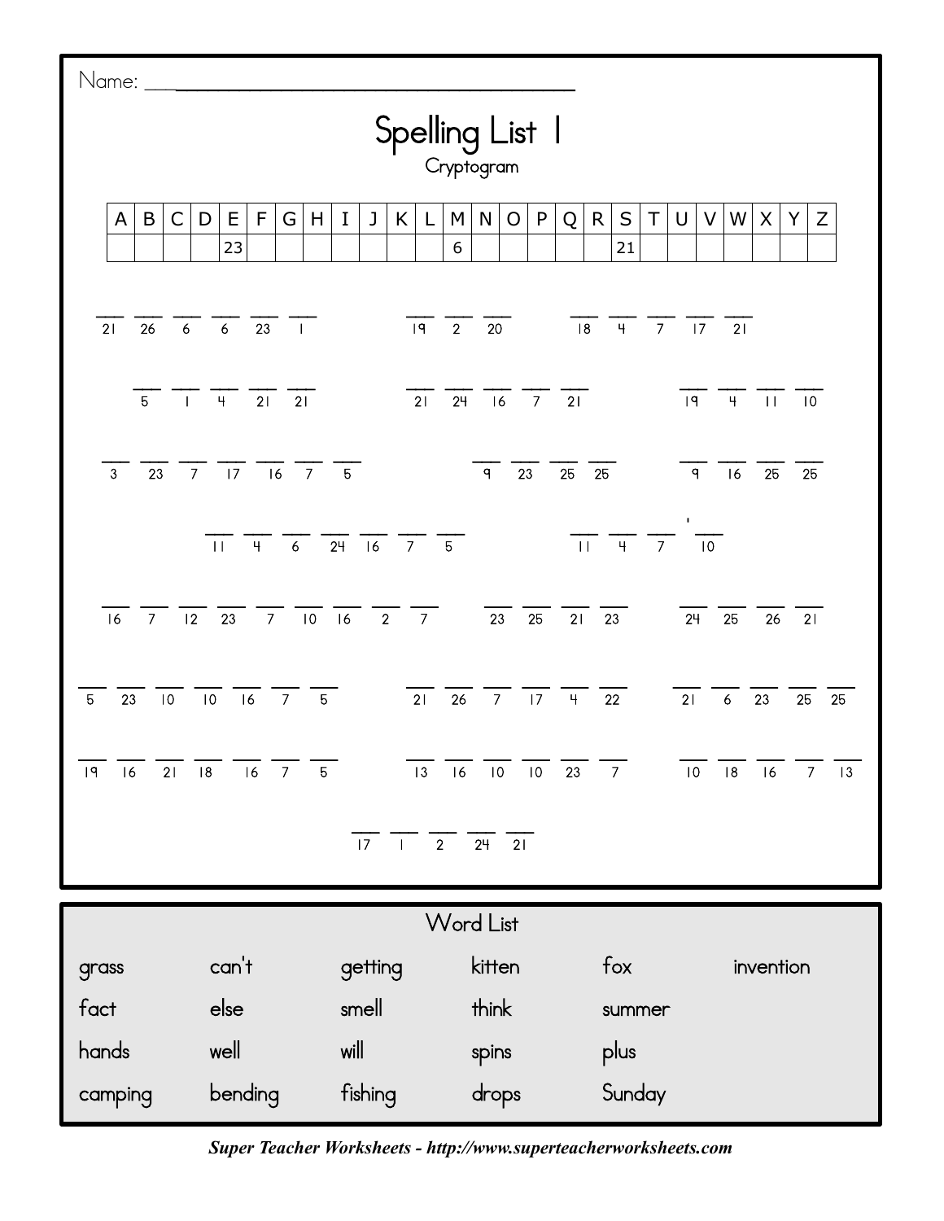Name: ___________________________________

# Spelling List 1

Cryptogram

| A | B | C | D | E | F | G | H | I | J | K | L | M | N | O | P | Q | R | S | T | U | V | W | X | Y | Z |
|---|---|---|---|---|---|---|---|---|---|---|---|---|---|---|---|---|---|---|---|---|---|---|---|---|---|
| | | | | 23 | | | | | | | | 6 | | | | | | 21 | | | | | | | |

___ ___ ___ ___ ___ ___
21 26 6 6 23 1

___ ___ ___
19 2 20

___ ___ ___ ___ ___
18 4 7 17 21

___ ___ ___ ___ ___
5 1 4 21 21

___ ___ ___ ___ ___
21 24 16 7 21

___ ___ ___ ___
19 4 11 10

___ ___ ___ ___ ___ ___ ___
3 23 7 17 16 7 5

___ ___ ___ ___
9 23 25 25

___ ___ ___ ___
9 16 25 25

___ ___ ___ ___ ___ ___ ___
11 4 6 24 16 7 5

___ ___ ___ ' ___
11 4 7 10

___ ___ ___ ___ ___ ___ ___ ___ ___
16 7 12 23 7 10 16 2 7

___ ___ ___ ___
23 25 21 23

___ ___ ___ ___
24 25 26 21

___ ___ ___ ___ ___ ___ ___
5 23 10 10 16 7 5

___ ___ ___ ___ ___ ___
21 26 7 17 4 22

___ ___ ___ ___ ___
21 6 23 25 25

___ ___ ___ ___ ___ ___ ___
19 16 21 18 16 7 5

___ ___ ___ ___ ___ ___
13 16 10 10 23 7

___ ___ ___ ___ ___
10 18 16 7 13

___ ___ ___ ___ ___
17 1 2 24 21

## Word List

| | | | | | |
|---|---|---|---|---|---|
| grass | can't | getting | kitten | fox | invention |
| fact | else | smell | think | summer | |
| hands | well | will | spins | plus | |
| camping | bending | fishing | drops | Sunday | |

*Super Teacher Worksheets - http://www.superteacherworksheets.com*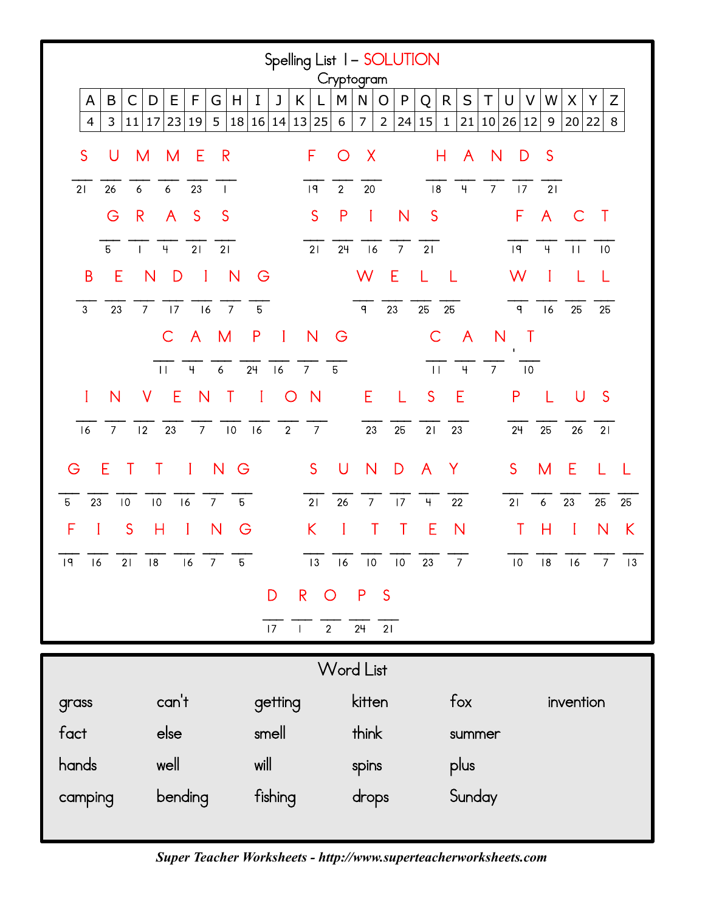# Spelling List 1 – SOLUTION

## Cryptogram

| A | B | C | D | E | F | G | H | I | J | K | L | M | N | O | P | Q | R | S | T | U | V | W | X | Y | Z |
|---|---|---|---|---|---|---|---|---|---|---|---|---|---|---|---|---|---|---|---|---|---|---|---|---|---|
| 4 | 3 | 11 | 17 | 23 | 19 | 5 | 18 | 16 | 14 | 13 | 25 | 6 | 7 | 2 | 24 | 15 | 1 | 21 | 10 | 26 | 12 | 9 | 20 | 22 | 8 |

S U M M E R — 21 26 6 6 23 1

F O X — 19 2 20

H A N D S — 18 4 7 17 21

G R A S S — 5 1 4 21 21

S P I N S — 21 24 16 7 21

F A C T — 19 4 11 10

B E N D I N G — 3 23 7 17 16 7 5

W E L L — 9 23 25 25

W I L L — 9 16 25 25

C A M P I N G — 11 4 6 24 16 7 5

C A N ' T — 11 4 7 ' 10

I N V E N T I O N — 16 7 12 23 7 10 16 2 7

E L S E — 23 25 21 23

P L U S — 24 25 26 21

G E T T I N G — 5 23 10 10 16 7 5

S U N D A Y — 21 26 7 17 4 22

S M E L L — 21 6 23 25 25

F I S H I N G — 19 16 21 18 16 7 5

K I T T E N — 13 16 10 10 23 7

T H I N K — 10 18 16 7 13

D R O P S — 17 1 2 24 21

## Word List

| | | | | | |
|---|---|---|---|---|---|
| grass | can't | getting | kitten | fox | invention |
| fact | else | smell | think | summer | |
| hands | well | will | spins | plus | |
| camping | bending | fishing | drops | Sunday | |

*Super Teacher Worksheets - http://www.superteacherworksheets.com*